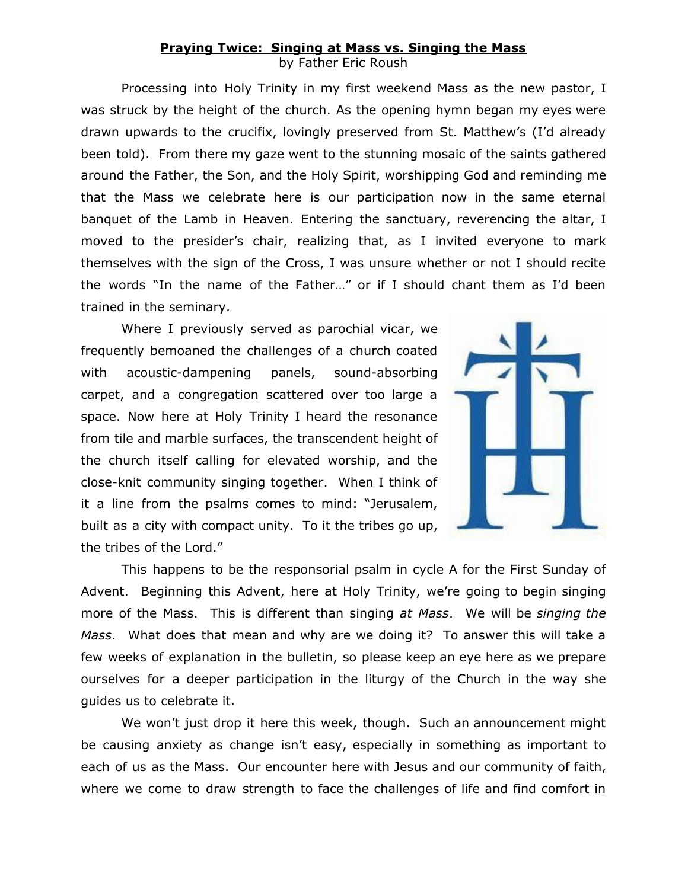# Praying Twice: Singing at Mass vs. Singing the Mass

by Father Eric Roush

Processing into Holy Trinity in my first weekend Mass as the new pastor, I was struck by the height of the church. As the opening hymn began my eyes were drawn upwards to the crucifix, lovingly preserved from St. Matthew's (I'd already been told). From there my gaze went to the stunning mosaic of the saints gathered around the Father, the Son, and the Holy Spirit, worshipping God and reminding me that the Mass we celebrate here is our participation now in the same eternal banquet of the Lamb in Heaven. Entering the sanctuary, reverencing the altar, I moved to the presider's chair, realizing that, as I invited everyone to mark themselves with the sign of the Cross, I was unsure whether or not I should recite the words "In the name of the Father…" or if I should chant them as I'd been trained in the seminary.

Where I previously served as parochial vicar, we frequently bemoaned the challenges of a church coated with acoustic-dampening panels, sound-absorbing carpet, and a congregation scattered over too large a space. Now here at Holy Trinity I heard the resonance from tile and marble surfaces, the transcendent height of the church itself calling for elevated worship, and the close-knit community singing together. When I think of it a line from the psalms comes to mind: "Jerusalem, built as a city with compact unity. To it the tribes go up, the tribes of the Lord."

This happens to be the responsorial psalm in cycle A for the First Sunday of Advent. Beginning this Advent, here at Holy Trinity, we're going to begin singing more of the Mass. This is different than singing *at Mass*. We will be *singing the Mass*. What does that mean and why are we doing it? To answer this will take a few weeks of explanation in the bulletin, so please keep an eye here as we prepare ourselves for a deeper participation in the liturgy of the Church in the way she guides us to celebrate it.

We won't just drop it here this week, though. Such an announcement might be causing anxiety as change isn't easy, especially in something as important to each of us as the Mass. Our encounter here with Jesus and our community of faith, where we come to draw strength to face the challenges of life and find comfort in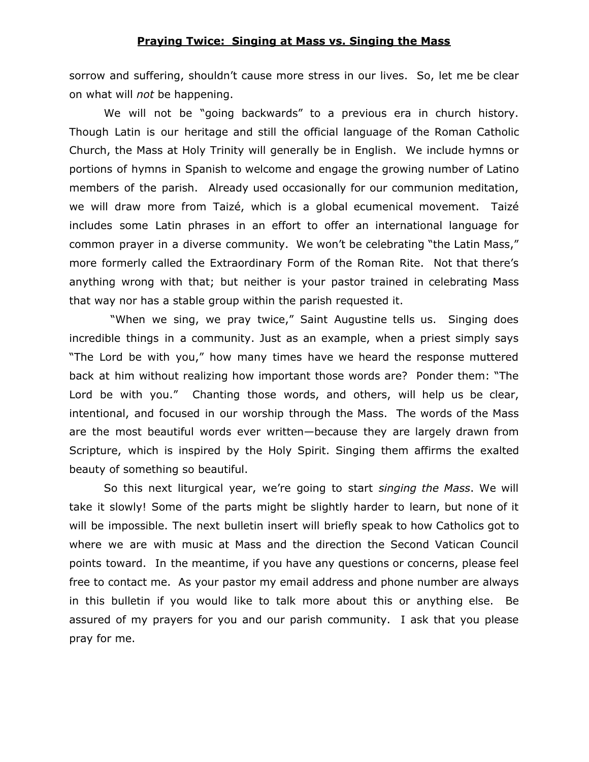sorrow and suffering, shouldn't cause more stress in our lives. So, let me be clear on what will *not* be happening.

We will not be "going backwards" to a previous era in church history. Though Latin is our heritage and still the official language of the Roman Catholic Church, the Mass at Holy Trinity will generally be in English. We include hymns or portions of hymns in Spanish to welcome and engage the growing number of Latino members of the parish. Already used occasionally for our communion meditation, we will draw more from Taizé, which is a global ecumenical movement. Taizé includes some Latin phrases in an effort to offer an international language for common prayer in a diverse community. We won't be celebrating "the Latin Mass," more formerly called the Extraordinary Form of the Roman Rite. Not that there's anything wrong with that; but neither is your pastor trained in celebrating Mass that way nor has a stable group within the parish requested it.

"When we sing, we pray twice," Saint Augustine tells us. Singing does incredible things in a community. Just as an example, when a priest simply says "The Lord be with you," how many times have we heard the response muttered back at him without realizing how important those words are? Ponder them: "The Lord be with you." Chanting those words, and others, will help us be clear, intentional, and focused in our worship through the Mass. The words of the Mass are the most beautiful words ever written—because they are largely drawn from Scripture, which is inspired by the Holy Spirit. Singing them affirms the exalted beauty of something so beautiful.

So this next liturgical year, we're going to start *singing the Mass*. We will take it slowly! Some of the parts might be slightly harder to learn, but none of it will be impossible. The next bulletin insert will briefly speak to how Catholics got to where we are with music at Mass and the direction the Second Vatican Council points toward. In the meantime, if you have any questions or concerns, please feel free to contact me. As your pastor my email address and phone number are always in this bulletin if you would like to talk more about this or anything else. Be assured of my prayers for you and our parish community. I ask that you please pray for me.